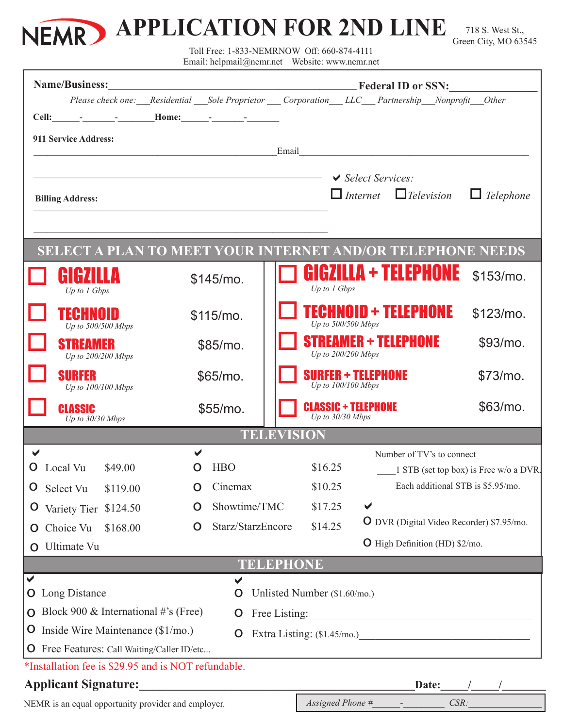# NEMR APPLICATION FOR 2ND LINE

718 S. West St.,
Green City, MO 63545

Toll Free: 1-833-NEMRNOW Off: 660-874-4111
Email: helpmail@nemr.net Website: www.nemr.net

**Name/Business:**__________________________________________________ **Federal ID or SSN:**_______________

*Please check one:* ___Residential ___Sole Proprietor ___ Corporation___ LLC___ Partnership___Nonprofit___Other

**Cell:**______-_______-________**Home:**______-_______-_______

**911 Service Address:**

__________________________________________________Email_____________________________________________

__________________________________________________

✔ *Select Services:*

☐ *Internet* ☐ *Television* ☐ *Telephone*

**Billing Address:**

__________________________________________________

__________________________________________________

## SELECT A PLAN TO MEET YOUR INTERNET AND/OR TELEPHONE NEEDS

| Plan | Price | Plan | Price |
|---|---|---|---|
| ☐ **GIGZILLA** *Up to 1 Gbps* | $145/mo. | ☐ **GIGZILLA + TELEPHONE** *Up to 1 Gbps* | $153/mo. |
| ☐ **TECHNOID** *Up to 500/500 Mbps* | $115/mo. | ☐ **TECHNOID + TELEPHONE** *Up to 500/500 Mbps* | $123/mo. |
| ☐ **STREAMER** *Up to 200/200 Mbps* | $85/mo. | ☐ **STREAMER + TELEPHONE** *Up to 200/200 Mbps* | $93/mo. |
| ☐ **SURFER** *Up to 100/100 Mbps* | $65/mo. | ☐ **SURFER + TELEPHONE** *Up to 100/100 Mbps* | $73/mo. |
| ☐ **CLASSIC** *Up to 30/30 Mbps* | $55/mo. | ☐ **CLASSIC + TELEPHONE** *Up to 30/30 Mbps* | $63/mo. |

## TELEVISION

✔
- O Local Vu $49.00
- O Select Vu $119.00
- O Variety Tier $124.50
- O Choice Vu $168.00
- O Ultimate Vu

✔
- O HBO $16.25
- O Cinemax $10.25
- O Showtime/TMC $17.25
- O Starz/StarzEncore $14.25

Number of TV's to connect

____1 STB (set top box) is Free w/o a DVR.

Each additional STB is $5.95/mo.

✔
- O DVR (Digital Video Recorder) $7.95/mo.
- O High Definition (HD) $2/mo.

## TELEPHONE

✔
- O Long Distance
- O Block 900 & International #'s (Free)
- O Inside Wire Maintenance ($1/mo.)
- O Free Features: Call Waiting/Caller ID/etc...

✔
- O Unlisted Number ($1.60/mo.)
- O Free Listing: ________________________________________
- O Extra Listing: ($1.45/mo.)________________________________

*Installation fee is $29.95 and is NOT refundable.

**Applicant Signature:**________________________________________________**Date:**_____/_____/________

NEMR is an equal opportunity provider and employer.

*Assigned Phone #*______-_________ *CSR:*_______________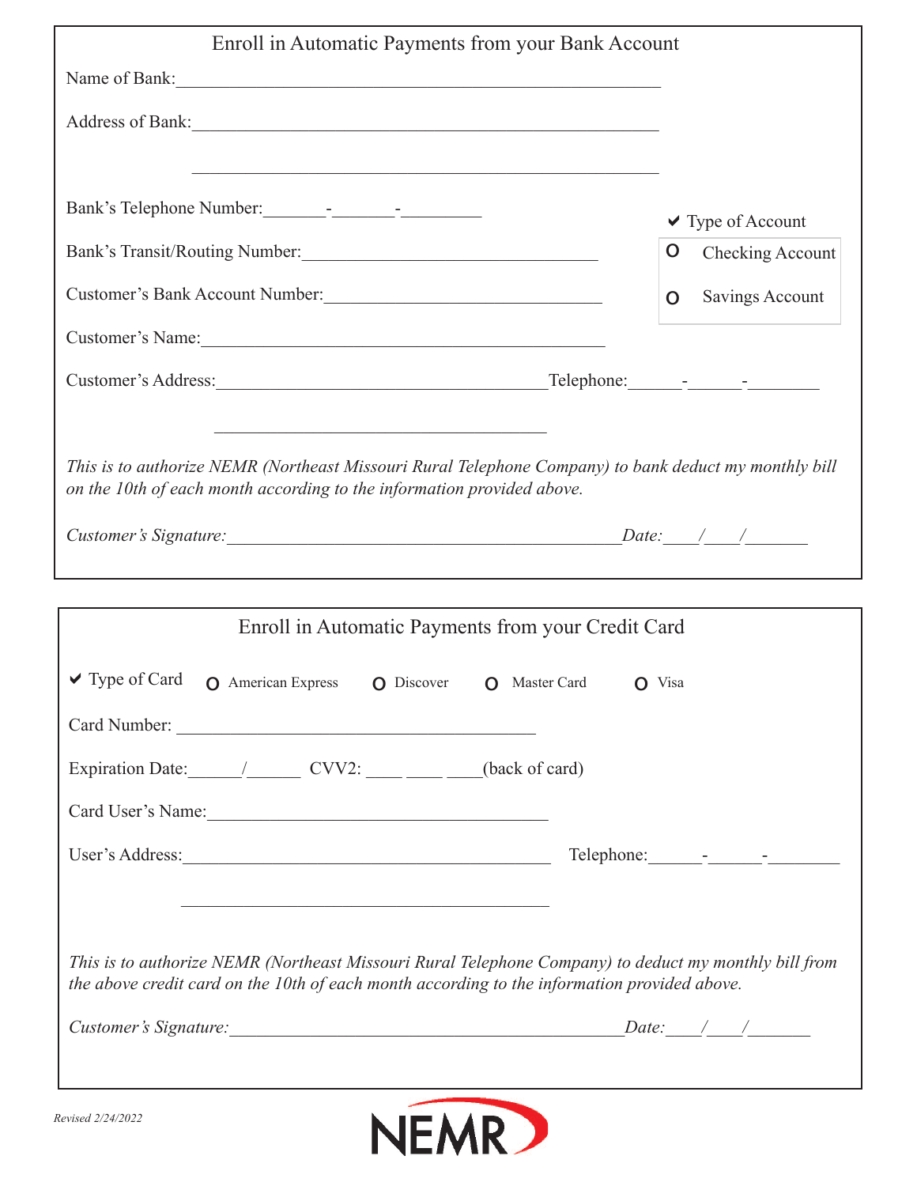## Enroll in Automatic Payments from your Bank Account

Name of Bank: ____________________________________________________

Address of Bank: ____________________________________________________

____________________________________________________

Bank's Telephone Number: _______-_______-_________

Bank's Transit/Routing Number: ________________________________

Customer's Bank Account Number: ______________________________

Customer's Name: ____________________________________________

Customer's Address: ____________________________________ Telephone: ______-______-________

____________________________________

✔ Type of Account

- O Checking Account
- O Savings Account

*This is to authorize NEMR (Northeast Missouri Rural Telephone Company) to bank deduct my monthly bill on the 10th of each month according to the information provided above.*

*Customer's Signature:* ____________________________________________ *Date:* ____/____/_______

## Enroll in Automatic Payments from your Credit Card

✔ Type of Card O American Express O Discover O Master Card O Visa

Card Number: ________________________________________

Expiration Date: ______/______ CVV2: ____ ____ ____(back of card)

Card User's Name: ______________________________________

User's Address: ________________________________________ Telephone: ______-______-________

________________________________________

*This is to authorize NEMR (Northeast Missouri Rural Telephone Company) to deduct my monthly bill from the above credit card on the 10th of each month according to the information provided above.*

*Customer's Signature:* ____________________________________________ *Date:* ____/____/_______

*Revised 2/24/2022*

NEMR